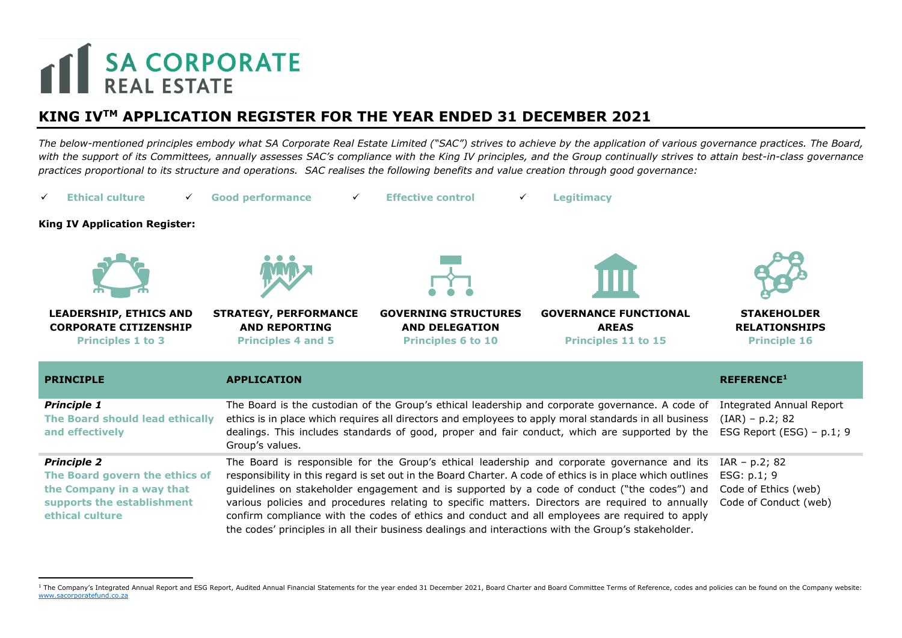# SA CORPORATE REAL ESTATE

## KING IV™ APPLICATION REGISTER FOR THE YEAR ENDED 31 DECEMBER 2021

*The below-mentioned principles embody what SA Corporate Real Estate Limited ("SAC") strives to achieve by the application of various governance practices. The Board, with the support of its Committees, annually assesses SAC's compliance with the King IV principles, and the Group continually strives to attain best-in-class governance practices proportional to its structure and operations. SAC realises the following benefits and value creation through good governance:*

- ✓ **Ethical culture**
- ✓ **Good performance**
- ✓ **Effective control**
- ✓ **Legitimacy**

**King IV Application Register:**

| LEADERSHIP, ETHICS AND CORPORATE CITIZENSHIP | STRATEGY, PERFORMANCE AND REPORTING | GOVERNING STRUCTURES AND DELEGATION | GOVERNANCE FUNCTIONAL AREAS | STAKEHOLDER RELATIONSHIPS |
|---|---|---|---|---|
| Principles 1 to 3 | Principles 4 and 5 | Principles 6 to 10 | Principles 11 to 15 | Principle 16 |

| PRINCIPLE | APPLICATION | REFERENCE[1] |
|---|---|---|
| ***Principle 1*** **The Board should lead ethically and effectively** | The Board is the custodian of the Group's ethical leadership and corporate governance. A code of ethics is in place which requires all directors and employees to apply moral standards in all business dealings. This includes standards of good, proper and fair conduct, which are supported by the Group's values. | Integrated Annual Report (IAR) – p.2; 82<br>ESG Report (ESG) – p.1; 9 |
| ***Principle 2*** **The Board govern the ethics of the Company in a way that supports the establishment ethical culture** | The Board is responsible for the Group's ethical leadership and corporate governance and its responsibility in this regard is set out in the Board Charter. A code of ethics is in place which outlines guidelines on stakeholder engagement and is supported by a code of conduct ("the codes") and various policies and procedures relating to specific matters. Directors are required to annually confirm compliance with the codes of ethics and conduct and all employees are required to apply the codes' principles in all their business dealings and interactions with the Group's stakeholder. | IAR – p.2; 82<br>ESG: p.1; 9<br>Code of Ethics (web)<br>Code of Conduct (web) |

[1] The Company's Integrated Annual Report and ESG Report, Audited Annual Financial Statements for the year ended 31 December 2021, Board Charter and Board Committee Terms of Reference, codes and policies can be found on the Company website: www.sacorporatefund.co.za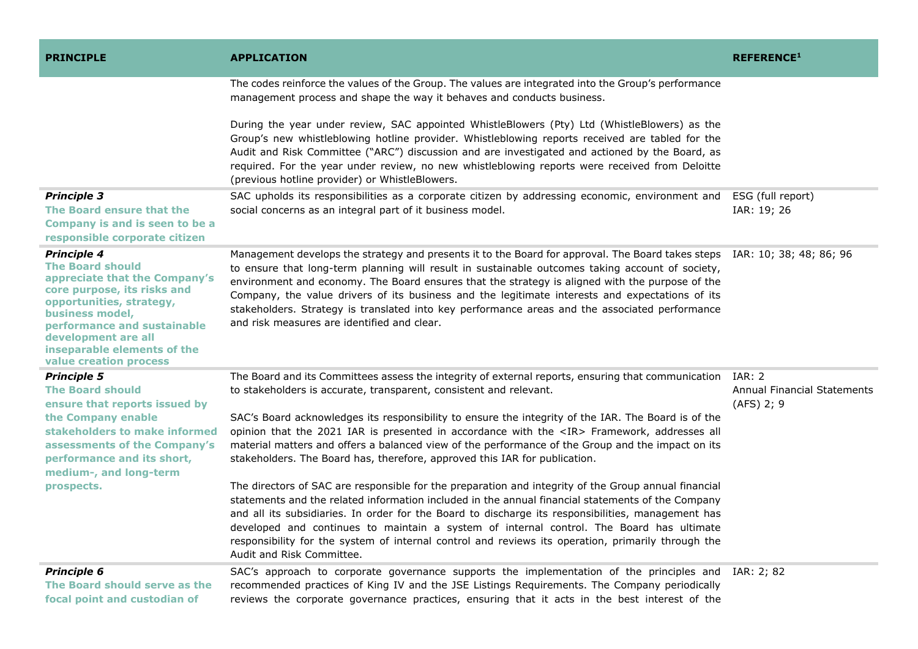| PRINCIPLE | APPLICATION | REFERENCE[1] |
|---|---|---|
| | The codes reinforce the values of the Group. The values are integrated into the Group's performance management process and shape the way it behaves and conducts business.<br><br>During the year under review, SAC appointed WhistleBlowers (Pty) Ltd (WhistleBlowers) as the Group's new whistleblowing hotline provider. Whistleblowing reports received are tabled for the Audit and Risk Committee ("ARC") discussion and are investigated and actioned by the Board, as required. For the year under review, no new whistleblowing reports were received from Deloitte (previous hotline provider) or WhistleBlowers. | |
| ***Principle 3***<br>**The Board ensure that the Company is and is seen to be a responsible corporate citizen** | SAC upholds its responsibilities as a corporate citizen by addressing economic, environment and social concerns as an integral part of it business model. | ESG (full report)<br>IAR: 19; 26 |
| ***Principle 4***<br>**The Board should appreciate that the Company's core purpose, its risks and opportunities, strategy, business model, performance and sustainable development are all inseparable elements of the value creation process** | Management develops the strategy and presents it to the Board for approval. The Board takes steps to ensure that long-term planning will result in sustainable outcomes taking account of society, environment and economy. The Board ensures that the strategy is aligned with the purpose of the Company, the value drivers of its business and the legitimate interests and expectations of its stakeholders. Strategy is translated into key performance areas and the associated performance and risk measures are identified and clear. | IAR: 10; 38; 48; 86; 96 |
| ***Principle 5***<br>**The Board should ensure that reports issued by the Company enable stakeholders to make informed assessments of the Company's performance and its short, medium-, and long-term prospects.** | The Board and its Committees assess the integrity of external reports, ensuring that communication to stakeholders is accurate, transparent, consistent and relevant.<br><br>SAC's Board acknowledges its responsibility to ensure the integrity of the IAR. The Board is of the opinion that the 2021 IAR is presented in accordance with the <IR> Framework, addresses all material matters and offers a balanced view of the performance of the Group and the impact on its stakeholders. The Board has, therefore, approved this IAR for publication.<br><br>The directors of SAC are responsible for the preparation and integrity of the Group annual financial statements and the related information included in the annual financial statements of the Company and all its subsidiaries. In order for the Board to discharge its responsibilities, management has developed and continues to maintain a system of internal control. The Board has ultimate responsibility for the system of internal control and reviews its operation, primarily through the Audit and Risk Committee. | IAR: 2<br>Annual Financial Statements (AFS) 2; 9 |
| ***Principle 6***<br>**The Board should serve as the focal point and custodian of** | SAC's approach to corporate governance supports the implementation of the principles and recommended practices of King IV and the JSE Listings Requirements. The Company periodically reviews the corporate governance practices, ensuring that it acts in the best interest of the | IAR: 2; 82 |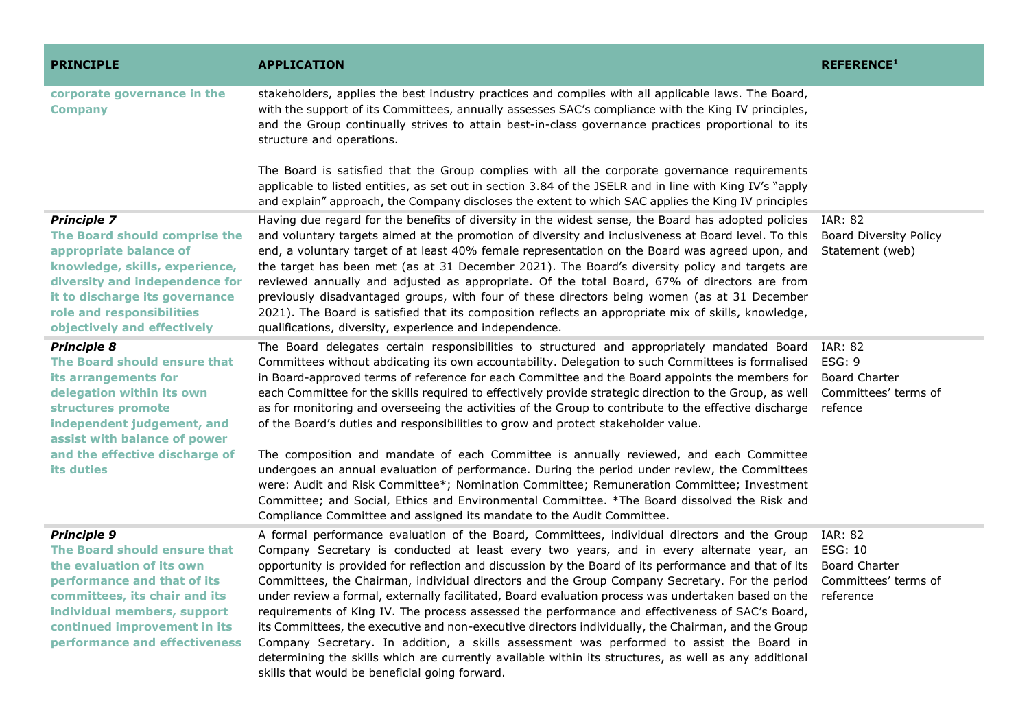| PRINCIPLE | APPLICATION | REFERENCE[1] |
|---|---|---|
| **corporate governance in the Company** | stakeholders, applies the best industry practices and complies with all applicable laws. The Board, with the support of its Committees, annually assesses SAC's compliance with the King IV principles, and the Group continually strives to attain best-in-class governance practices proportional to its structure and operations.<br><br>The Board is satisfied that the Group complies with all the corporate governance requirements applicable to listed entities, as set out in section 3.84 of the JSELR and in line with King IV's "apply and explain" approach, the Company discloses the extent to which SAC applies the King IV principles | |
| ***Principle 7***<br>**The Board should comprise the appropriate balance of knowledge, skills, experience, diversity and independence for it to discharge its governance role and responsibilities objectively and effectively** | Having due regard for the benefits of diversity in the widest sense, the Board has adopted policies and voluntary targets aimed at the promotion of diversity and inclusiveness at Board level. To this end, a voluntary target of at least 40% female representation on the Board was agreed upon, and the target has been met (as at 31 December 2021). The Board's diversity policy and targets are reviewed annually and adjusted as appropriate. Of the total Board, 67% of directors are from previously disadvantaged groups, with four of these directors being women (as at 31 December 2021). The Board is satisfied that its composition reflects an appropriate mix of skills, knowledge, qualifications, diversity, experience and independence. | IAR: 82<br>Board Diversity Policy Statement (web) |
| ***Principle 8***<br>**The Board should ensure that its arrangements for delegation within its own structures promote independent judgement, and assist with balance of power and the effective discharge of its duties** | The Board delegates certain responsibilities to structured and appropriately mandated Board Committees without abdicating its own accountability. Delegation to such Committees is formalised in Board-approved terms of reference for each Committee and the Board appoints the members for each Committee for the skills required to effectively provide strategic direction to the Group, as well as for monitoring and overseeing the activities of the Group to contribute to the effective discharge of the Board's duties and responsibilities to grow and protect stakeholder value.<br><br>The composition and mandate of each Committee is annually reviewed, and each Committee undergoes an annual evaluation of performance. During the period under review, the Committees were: Audit and Risk Committee*; Nomination Committee; Remuneration Committee; Investment Committee; and Social, Ethics and Environmental Committee. *The Board dissolved the Risk and Compliance Committee and assigned its mandate to the Audit Committee. | IAR: 82<br>ESG: 9<br>Board Charter<br>Committees' terms of refence |
| ***Principle 9***<br>**The Board should ensure that the evaluation of its own performance and that of its committees, its chair and its individual members, support continued improvement in its performance and effectiveness** | A formal performance evaluation of the Board, Committees, individual directors and the Group Company Secretary is conducted at least every two years, and in every alternate year, an opportunity is provided for reflection and discussion by the Board of its performance and that of its Committees, the Chairman, individual directors and the Group Company Secretary. For the period under review a formal, externally facilitated, Board evaluation process was undertaken based on the requirements of King IV. The process assessed the performance and effectiveness of SAC's Board, its Committees, the executive and non-executive directors individually, the Chairman, and the Group Company Secretary. In addition, a skills assessment was performed to assist the Board in determining the skills which are currently available within its structures, as well as any additional skills that would be beneficial going forward. | IAR: 82<br>ESG: 10<br>Board Charter<br>Committees' terms of reference |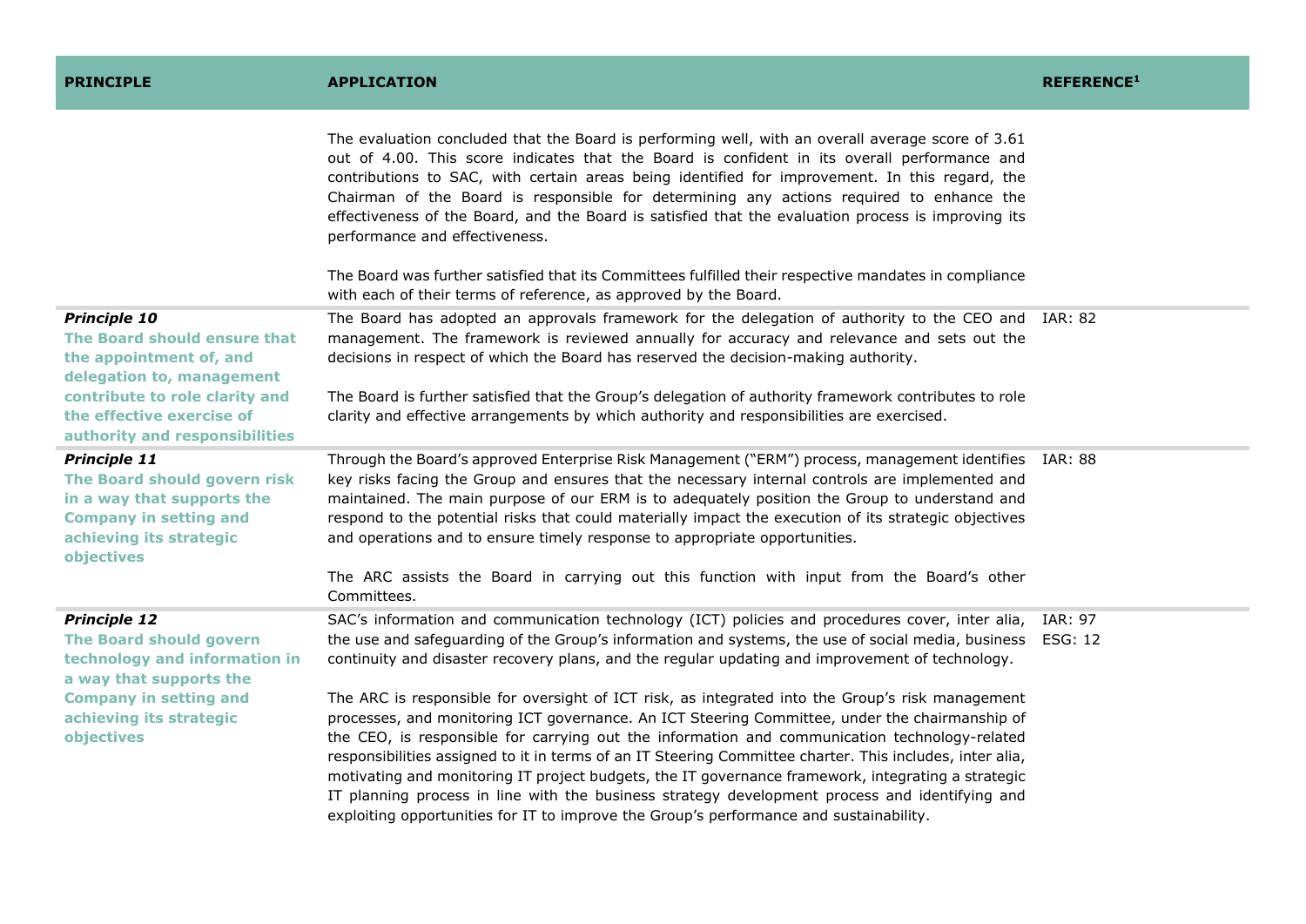| PRINCIPLE | APPLICATION | REFERENCE[1] |
|---|---|---|
| | The evaluation concluded that the Board is performing well, with an overall average score of 3.61 out of 4.00. This score indicates that the Board is confident in its overall performance and contributions to SAC, with certain areas being identified for improvement. In this regard, the Chairman of the Board is responsible for determining any actions required to enhance the effectiveness of the Board, and the Board is satisfied that the evaluation process is improving its performance and effectiveness.<br><br>The Board was further satisfied that its Committees fulfilled their respective mandates in compliance with each of their terms of reference, as approved by the Board. | |
| ***Principle 10***<br>**The Board should ensure that the appointment of, and delegation to, management contribute to role clarity and the effective exercise of authority and responsibilities** | The Board has adopted an approvals framework for the delegation of authority to the CEO and management. The framework is reviewed annually for accuracy and relevance and sets out the decisions in respect of which the Board has reserved the decision-making authority.<br><br>The Board is further satisfied that the Group's delegation of authority framework contributes to role clarity and effective arrangements by which authority and responsibilities are exercised. | IAR: 82 |
| ***Principle 11***<br>**The Board should govern risk in a way that supports the Company in setting and achieving its strategic objectives** | Through the Board's approved Enterprise Risk Management ("ERM") process, management identifies key risks facing the Group and ensures that the necessary internal controls are implemented and maintained. The main purpose of our ERM is to adequately position the Group to understand and respond to the potential risks that could materially impact the execution of its strategic objectives and operations and to ensure timely response to appropriate opportunities.<br><br>The ARC assists the Board in carrying out this function with input from the Board's other Committees. | IAR: 88 |
| ***Principle 12***<br>**The Board should govern technology and information in a way that supports the Company in setting and achieving its strategic objectives** | SAC's information and communication technology (ICT) policies and procedures cover, inter alia, the use and safeguarding of the Group's information and systems, the use of social media, business continuity and disaster recovery plans, and the regular updating and improvement of technology.<br><br>The ARC is responsible for oversight of ICT risk, as integrated into the Group's risk management processes, and monitoring ICT governance. An ICT Steering Committee, under the chairmanship of the CEO, is responsible for carrying out the information and communication technology-related responsibilities assigned to it in terms of an IT Steering Committee charter. This includes, inter alia, motivating and monitoring IT project budgets, the IT governance framework, integrating a strategic IT planning process in line with the business strategy development process and identifying and exploiting opportunities for IT to improve the Group's performance and sustainability. | IAR: 97<br>ESG: 12 |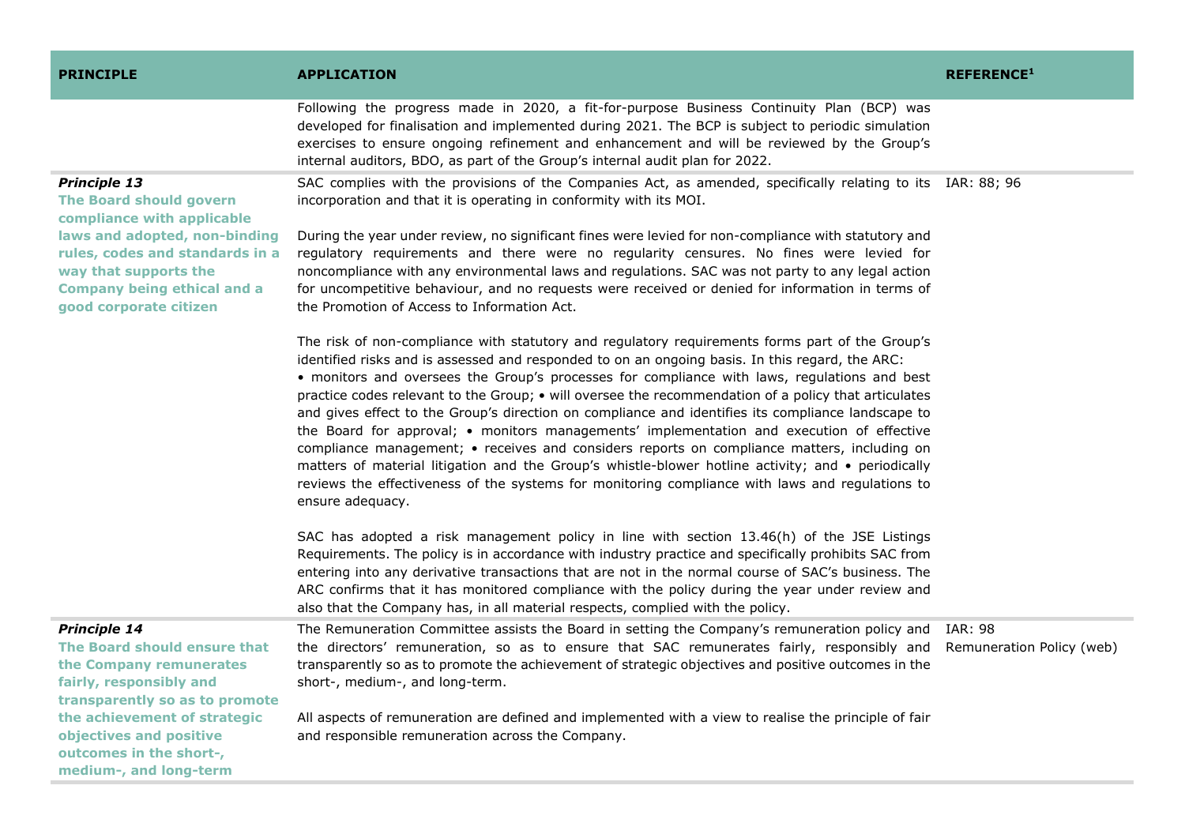| PRINCIPLE | APPLICATION | REFERENCE[1] |
|---|---|---|
| | Following the progress made in 2020, a fit-for-purpose Business Continuity Plan (BCP) was developed for finalisation and implemented during 2021. The BCP is subject to periodic simulation exercises to ensure ongoing refinement and enhancement and will be reviewed by the Group's internal auditors, BDO, as part of the Group's internal audit plan for 2022. | |
| ***Principle 13*** **The Board should govern compliance with applicable laws and adopted, non-binding rules, codes and standards in a way that supports the Company being ethical and a good corporate citizen** | SAC complies with the provisions of the Companies Act, as amended, specifically relating to its incorporation and that it is operating in conformity with its MOI.<br><br>During the year under review, no significant fines were levied for non-compliance with statutory and regulatory requirements and there were no regularity censures. No fines were levied for noncompliance with any environmental laws and regulations. SAC was not party to any legal action for uncompetitive behaviour, and no requests were received or denied for information in terms of the Promotion of Access to Information Act.<br><br>The risk of non-compliance with statutory and regulatory requirements forms part of the Group's identified risks and is assessed and responded to on an ongoing basis. In this regard, the ARC: • monitors and oversees the Group's processes for compliance with laws, regulations and best practice codes relevant to the Group; • will oversee the recommendation of a policy that articulates and gives effect to the Group's direction on compliance and identifies its compliance landscape to the Board for approval; • monitors managements' implementation and execution of effective compliance management; • receives and considers reports on compliance matters, including on matters of material litigation and the Group's whistle-blower hotline activity; and • periodically reviews the effectiveness of the systems for monitoring compliance with laws and regulations to ensure adequacy.<br><br>SAC has adopted a risk management policy in line with section 13.46(h) of the JSE Listings Requirements. The policy is in accordance with industry practice and specifically prohibits SAC from entering into any derivative transactions that are not in the normal course of SAC's business. The ARC confirms that it has monitored compliance with the policy during the year under review and also that the Company has, in all material respects, complied with the policy. | IAR: 88; 96 |
| ***Principle 14*** **The Board should ensure that the Company remunerates fairly, responsibly and transparently so as to promote the achievement of strategic objectives and positive outcomes in the short-, medium-, and long-term** | The Remuneration Committee assists the Board in setting the Company's remuneration policy and the directors' remuneration, so as to ensure that SAC remunerates fairly, responsibly and transparently so as to promote the achievement of strategic objectives and positive outcomes in the short-, medium-, and long-term.<br><br>All aspects of remuneration are defined and implemented with a view to realise the principle of fair and responsible remuneration across the Company. | IAR: 98<br>Remuneration Policy (web) |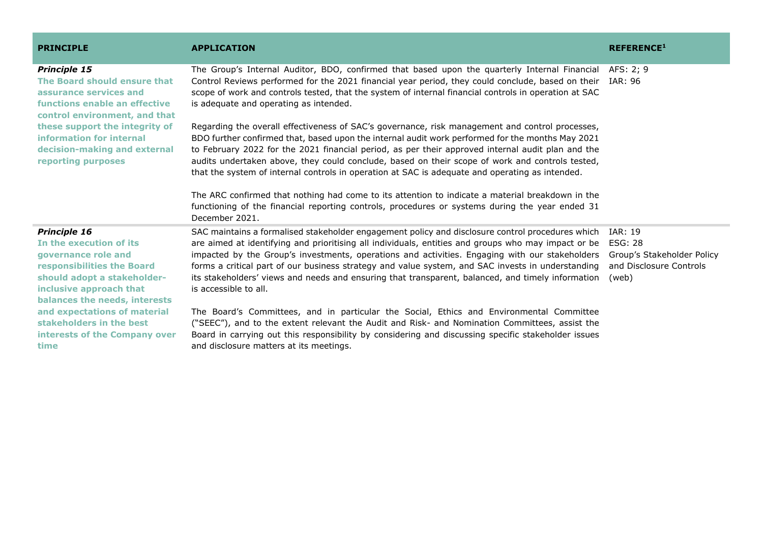| PRINCIPLE | APPLICATION | REFERENCE[1] |
|---|---|---|
| ***Principle 15*** **The Board should ensure that assurance services and functions enable an effective control environment, and that these support the integrity of information for internal decision-making and external reporting purposes** | The Group's Internal Auditor, BDO, confirmed that based upon the quarterly Internal Financial Control Reviews performed for the 2021 financial year period, they could conclude, based on their scope of work and controls tested, that the system of internal financial controls in operation at SAC is adequate and operating as intended.<br><br>Regarding the overall effectiveness of SAC's governance, risk management and control processes, BDO further confirmed that, based upon the internal audit work performed for the months May 2021 to February 2022 for the 2021 financial period, as per their approved internal audit plan and the audits undertaken above, they could conclude, based on their scope of work and controls tested, that the system of internal controls in operation at SAC is adequate and operating as intended.<br><br>The ARC confirmed that nothing had come to its attention to indicate a material breakdown in the functioning of the financial reporting controls, procedures or systems during the year ended 31 December 2021. | AFS: 2; 9<br>IAR: 96 |
| ***Principle 16*** **In the execution of its governance role and responsibilities the Board should adopt a stakeholder-inclusive approach that balances the needs, interests and expectations of material stakeholders in the best interests of the Company over time** | SAC maintains a formalised stakeholder engagement policy and disclosure control procedures which are aimed at identifying and prioritising all individuals, entities and groups who may impact or be impacted by the Group's investments, operations and activities. Engaging with our stakeholders forms a critical part of our business strategy and value system, and SAC invests in understanding its stakeholders' views and needs and ensuring that transparent, balanced, and timely information is accessible to all.<br><br>The Board's Committees, and in particular the Social, Ethics and Environmental Committee ("SEEC"), and to the extent relevant the Audit and Risk- and Nomination Committees, assist the Board in carrying out this responsibility by considering and discussing specific stakeholder issues and disclosure matters at its meetings. | IAR: 19<br>ESG: 28<br>Group's Stakeholder Policy and Disclosure Controls (web) |